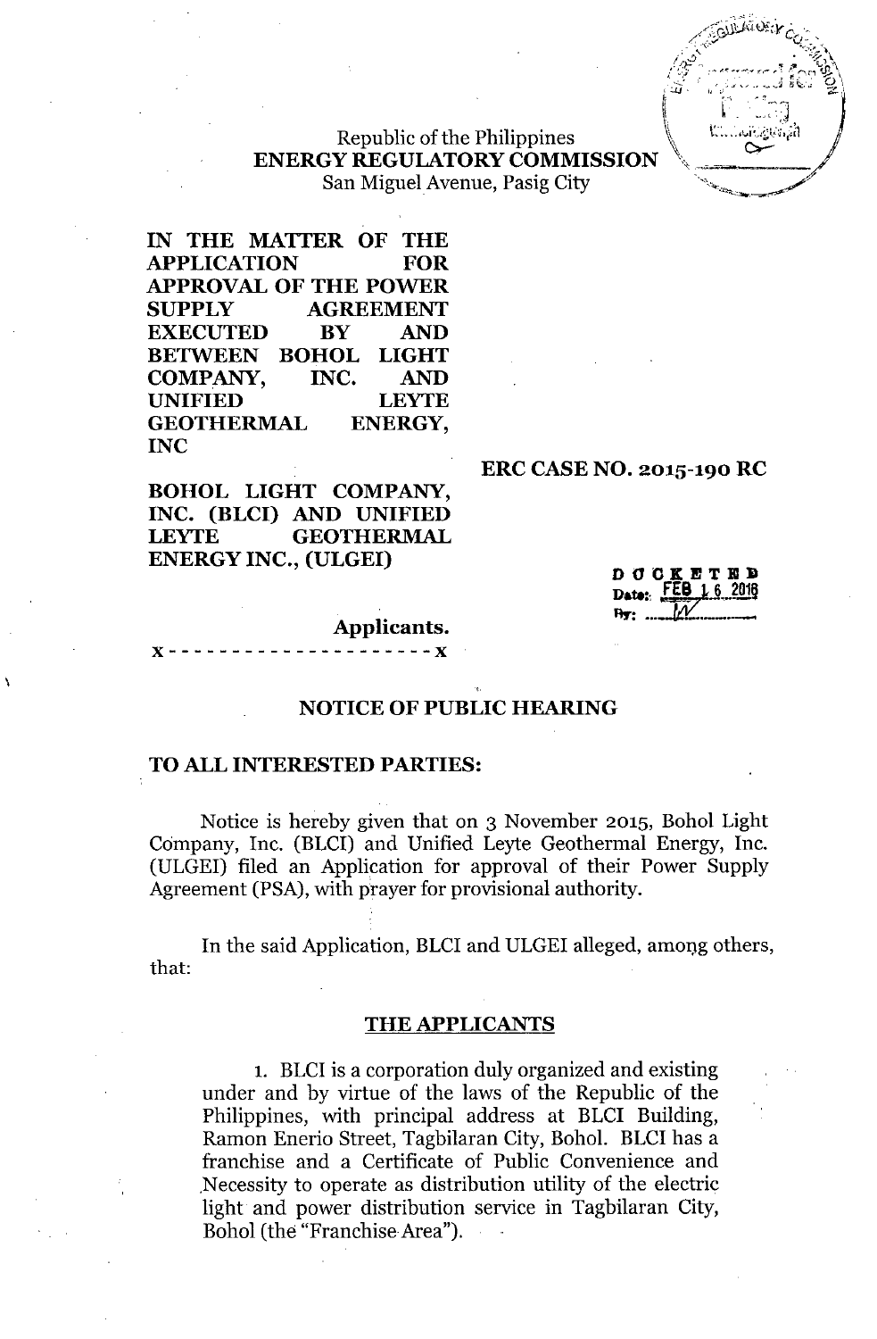Republic of the Philippines
**ENERGY REGULATORY COMMISSION**
San Miguel Avenue, Pasig City

**IN THE MATTER OF THE APPLICATION FOR APPROVAL OF THE POWER SUPPLY AGREEMENT EXECUTED BY AND BETWEEN BOHOL LIGHT COMPANY, INC. AND UNIFIED LEYTE GEOTHERMAL ENERGY, INC**

**ERC CASE NO. 2015-190 RC**

**BOHOL LIGHT COMPANY, INC. (BLCI) AND UNIFIED LEYTE GEOTHERMAL ENERGY INC., (ULGEI)**

DOCKETED
Date: FEB 16 2016
By: ...

**Applicants.**

x - - - - - - - - - - - - - - - - - - - - - x

## NOTICE OF PUBLIC HEARING

**TO ALL INTERESTED PARTIES:**

Notice is hereby given that on 3 November 2015, Bohol Light Company, Inc. (BLCI) and Unified Leyte Geothermal Energy, Inc. (ULGEI) filed an Application for approval of their Power Supply Agreement (PSA), with prayer for provisional authority.

In the said Application, BLCI and ULGEI alleged, among others, that:

### THE APPLICANTS

1. BLCI is a corporation duly organized and existing under and by virtue of the laws of the Republic of the Philippines, with principal address at BLCI Building, Ramon Enerio Street, Tagbilaran City, Bohol. BLCI has a franchise and a Certificate of Public Convenience and Necessity to operate as distribution utility of the electric light and power distribution service in Tagbilaran City, Bohol (the "Franchise Area").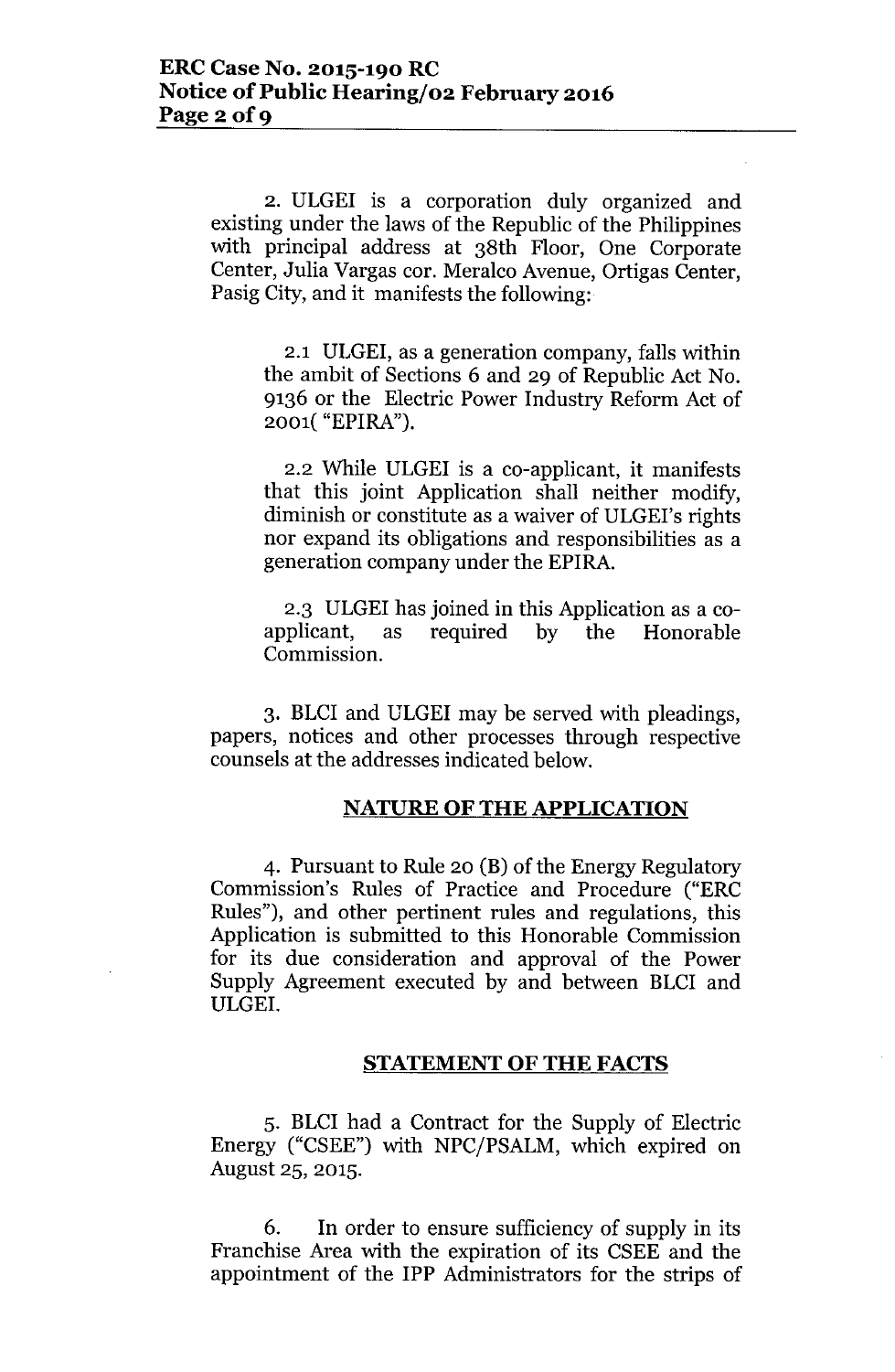2. ULGEI is a corporation duly organized and existing under the laws of the Republic of the Philippines with principal address at 38th Floor, One Corporate Center, Julia Vargas cor. Meralco Avenue, Ortigas Center, Pasig City, and it manifests the following:

2.1 ULGEI, as a generation company, falls within the ambit of Sections 6 and 29 of Republic Act No. 9136 or the Electric Power Industry Reform Act of 2001( "EPIRA").

2.2 While ULGEI is a co-applicant, it manifests that this joint Application shall neither modify, diminish or constitute as a waiver of ULGEI's rights nor expand its obligations and responsibilities as a generation company under the EPIRA.

2.3 ULGEI has joined in this Application as a co-applicant, as required by the Honorable Commission.

3. BLCI and ULGEI may be served with pleadings, papers, notices and other processes through respective counsels at the addresses indicated below.

## NATURE OF THE APPLICATION

4. Pursuant to Rule 20 (B) of the Energy Regulatory Commission's Rules of Practice and Procedure ("ERC Rules"), and other pertinent rules and regulations, this Application is submitted to this Honorable Commission for its due consideration and approval of the Power Supply Agreement executed by and between BLCI and ULGEI.

## STATEMENT OF THE FACTS

5. BLCI had a Contract for the Supply of Electric Energy ("CSEE") with NPC/PSALM, which expired on August 25, 2015.

6. In order to ensure sufficiency of supply in its Franchise Area with the expiration of its CSEE and the appointment of the IPP Administrators for the strips of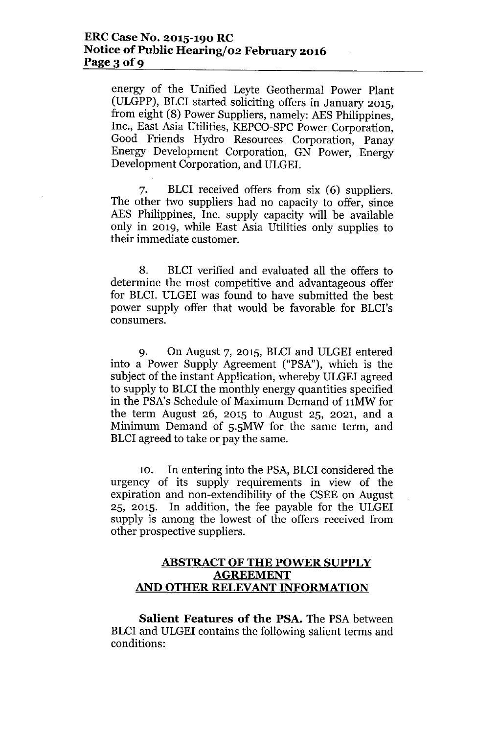energy of the Unified Leyte Geothermal Power Plant (ULGPP), BLCI started soliciting offers in January 2015, from eight (8) Power Suppliers, namely: AES Philippines, Inc., East Asia Utilities, KEPCO-SPC Power Corporation, Good Friends Hydro Resources Corporation, Panay Energy Development Corporation, GN Power, Energy Development Corporation, and ULGEI.

7. BLCI received offers from six (6) suppliers. The other two suppliers had no capacity to offer, since AES Philippines, Inc. supply capacity will be available only in 2019, while East Asia Utilities only supplies to their immediate customer.

8. BLCI verified and evaluated all the offers to determine the most competitive and advantageous offer for BLCI. ULGEI was found to have submitted the best power supply offer that would be favorable for BLCI's consumers.

9. On August 7, 2015, BLCI and ULGEI entered into a Power Supply Agreement ("PSA"), which is the subject of the instant Application, whereby ULGEI agreed to supply to BLCI the monthly energy quantities specified in the PSA's Schedule of Maximum Demand of 11MW for the term August 26, 2015 to August 25, 2021, and a Minimum Demand of 5.5MW for the same term, and BLCI agreed to take or pay the same.

10. In entering into the PSA, BLCI considered the urgency of its supply requirements in view of the expiration and non-extendibility of the CSEE on August 25, 2015. In addition, the fee payable for the ULGEI supply is among the lowest of the offers received from other prospective suppliers.

## ABSTRACT OF THE POWER SUPPLY AGREEMENT AND OTHER RELEVANT INFORMATION

**Salient Features of the PSA.** The PSA between BLCI and ULGEI contains the following salient terms and conditions: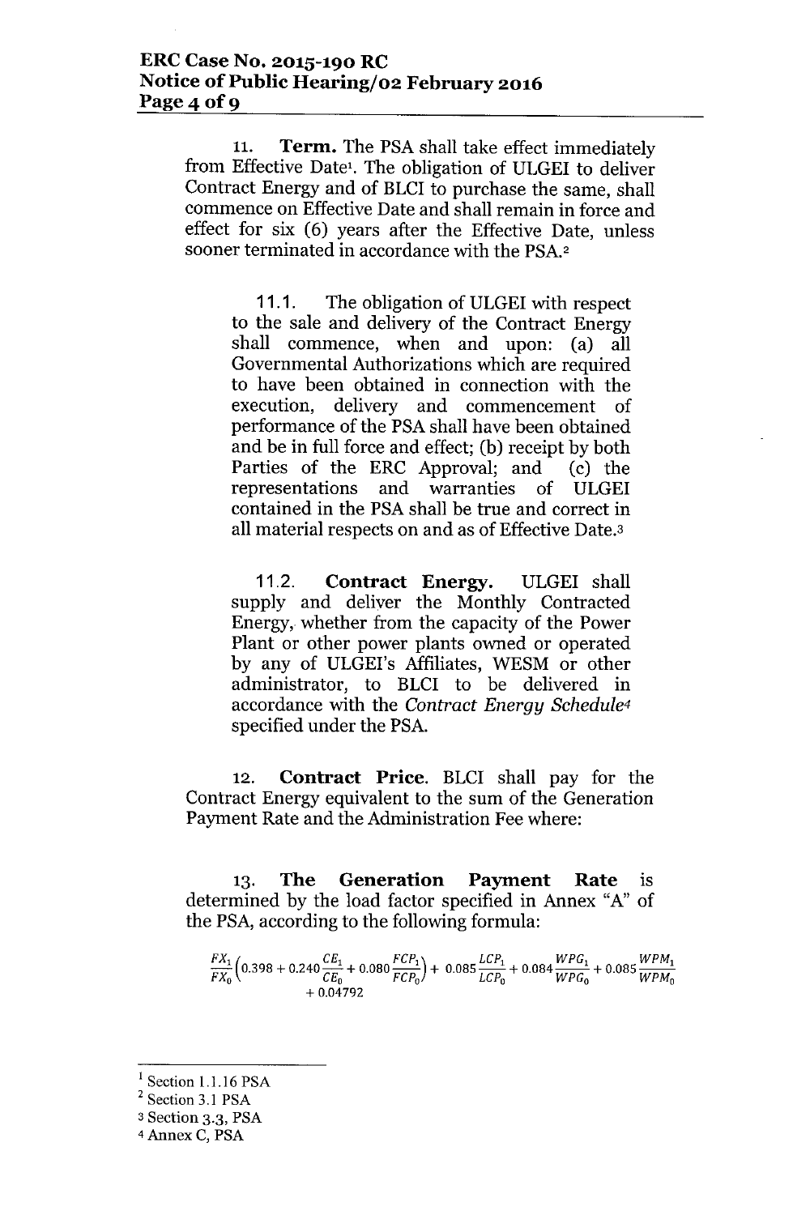11. **Term.** The PSA shall take effect immediately from Effective Date[1]. The obligation of ULGEI to deliver Contract Energy and of BLCI to purchase the same, shall commence on Effective Date and shall remain in force and effect for six (6) years after the Effective Date, unless sooner terminated in accordance with the PSA.[2]

> 11.1. The obligation of ULGEI with respect to the sale and delivery of the Contract Energy shall commence, when and upon: (a) all Governmental Authorizations which are required to have been obtained in connection with the execution, delivery and commencement of performance of the PSA shall have been obtained and be in full force and effect; (b) receipt by both Parties of the ERC Approval; and (c) the representations and warranties of ULGEI contained in the PSA shall be true and correct in all material respects on and as of Effective Date.[3]
>
> 11.2. **Contract Energy.** ULGEI shall supply and deliver the Monthly Contracted Energy, whether from the capacity of the Power Plant or other power plants owned or operated by any of ULGEI's Affiliates, WESM or other administrator, to BLCI to be delivered in accordance with the *Contract Energy Schedule*[4] specified under the PSA.

12. **Contract Price.** BLCI shall pay for the Contract Energy equivalent to the sum of the Generation Payment Rate and the Administration Fee where:

13. **The Generation Payment Rate** is determined by the load factor specified in Annex "A" of the PSA, according to the following formula:

$$\frac{FX_1}{FX_0}\left(0.398 + 0.240\frac{CE_1}{CE_0} + 0.080\frac{FCP_1}{FCP_0}\right) + 0.085\frac{LCP_1}{LCP_0} + 0.084\frac{WPG_1}{WPG_0} + 0.085\frac{WPM_1}{WPM_0} + 0.04792$$

---

[1] Section 1.1.16 PSA

[2] Section 3.1 PSA

[3] Section 3.3, PSA

[4] Annex C, PSA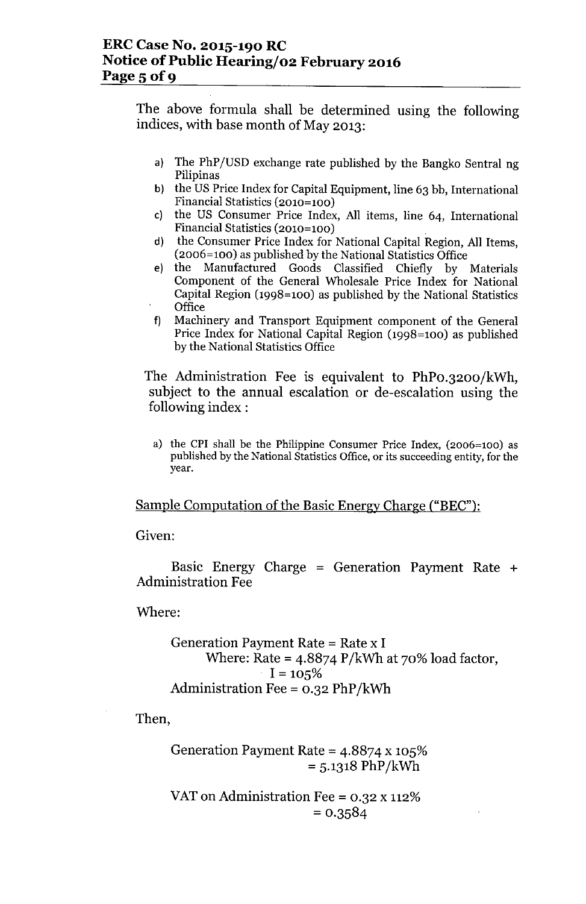The above formula shall be determined using the following indices, with base month of May 2013:

a) The PhP/USD exchange rate published by the Bangko Sentral ng Pilipinas
b) the US Price Index for Capital Equipment, line 63 bb, International Financial Statistics (2010=100)
c) the US Consumer Price Index, All items, line 64, International Financial Statistics (2010=100)
d) the Consumer Price Index for National Capital Region, All Items, (2006=100) as published by the National Statistics Office
e) the Manufactured Goods Classified Chiefly by Materials Component of the General Wholesale Price Index for National Capital Region (1998=100) as published by the National Statistics Office
f) Machinery and Transport Equipment component of the General Price Index for National Capital Region (1998=100) as published by the National Statistics Office

The Administration Fee is equivalent to PhP0.3200/kWh, subject to the annual escalation or de-escalation using the following index :

a) the CPI shall be the Philippine Consumer Price Index, (2006=100) as published by the National Statistics Office, or its succeeding entity, for the year.

Sample Computation of the Basic Energy Charge ("BEC"):

Given:

Basic Energy Charge = Generation Payment Rate + Administration Fee

Where:

Generation Payment Rate = Rate x I
Where: Rate = 4.8874 P/kWh at 70% load factor,
I = 105%
Administration Fee = 0.32 PhP/kWh

Then,

Generation Payment Rate = 4.8874 x 105%
= 5.1318 PhP/kWh

VAT on Administration Fee = 0.32 x 112%
= 0.3584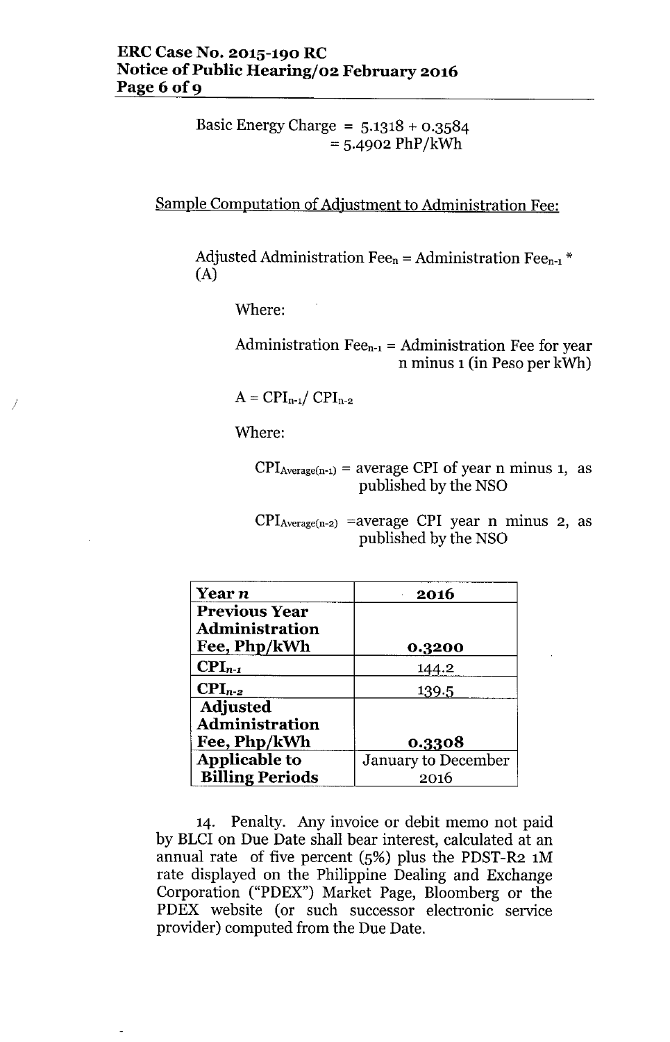Basic Energy Charge = 5.1318 + 0.3584
= 5.4902 PhP/kWh

Sample Computation of Adjustment to Administration Fee:

Adjusted Administration $Fee_n$ = Administration $Fee_{n-1}$ * (A)

Where:

Administration $Fee_{n-1}$ = Administration Fee for year n minus 1 (in Peso per kWh)

$A = CPI_{n-1} / CPI_{n-2}$

Where:

$CPI_{Average(n-1)}$ = average CPI of year n minus 1, as published by the NSO

$CPI_{Average(n-2)}$ = average CPI year n minus 2, as published by the NSO

| **Year *n*** | **2016** |
|---|---|
| **Previous Year Administration Fee, Php/kWh** | **0.3200** |
| **$CPI_{n-1}$** | 144.2 |
| **$CPI_{n-2}$** | 139.5 |
| **Adjusted Administration Fee, Php/kWh** | **0.3308** |
| **Applicable to Billing Periods** | January to December 2016 |

14. Penalty. Any invoice or debit memo not paid by BLCI on Due Date shall bear interest, calculated at an annual rate of five percent (5%) plus the PDST-R2 1M rate displayed on the Philippine Dealing and Exchange Corporation ("PDEX") Market Page, Bloomberg or the PDEX website (or such successor electronic service provider) computed from the Due Date.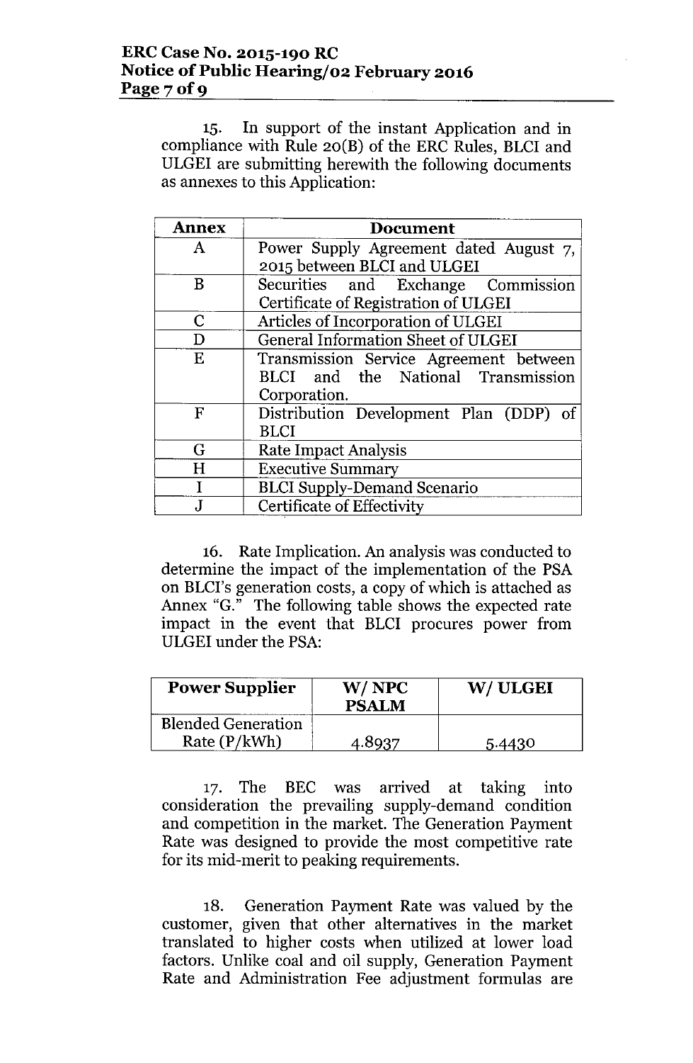15. In support of the instant Application and in compliance with Rule 20(B) of the ERC Rules, BLCI and ULGEI are submitting herewith the following documents as annexes to this Application:

| Annex | Document |
|---|---|
| A | Power Supply Agreement dated August 7, 2015 between BLCI and ULGEI |
| B | Securities and Exchange Commission Certificate of Registration of ULGEI |
| C | Articles of Incorporation of ULGEI |
| D | General Information Sheet of ULGEI |
| E | Transmission Service Agreement between BLCI and the National Transmission Corporation. |
| F | Distribution Development Plan (DDP) of BLCI |
| G | Rate Impact Analysis |
| H | Executive Summary |
| I | BLCI Supply-Demand Scenario |
| J | Certificate of Effectivity |

16. Rate Implication. An analysis was conducted to determine the impact of the implementation of the PSA on BLCI's generation costs, a copy of which is attached as Annex "G." The following table shows the expected rate impact in the event that BLCI procures power from ULGEI under the PSA:

| Power Supplier | W/ NPC PSALM | W/ ULGEI |
|---|---|---|
| Blended Generation Rate (P/kWh) | 4.8937 | 5.4430 |

17. The BEC was arrived at taking into consideration the prevailing supply-demand condition and competition in the market. The Generation Payment Rate was designed to provide the most competitive rate for its mid-merit to peaking requirements.

18. Generation Payment Rate was valued by the customer, given that other alternatives in the market translated to higher costs when utilized at lower load factors. Unlike coal and oil supply, Generation Payment Rate and Administration Fee adjustment formulas are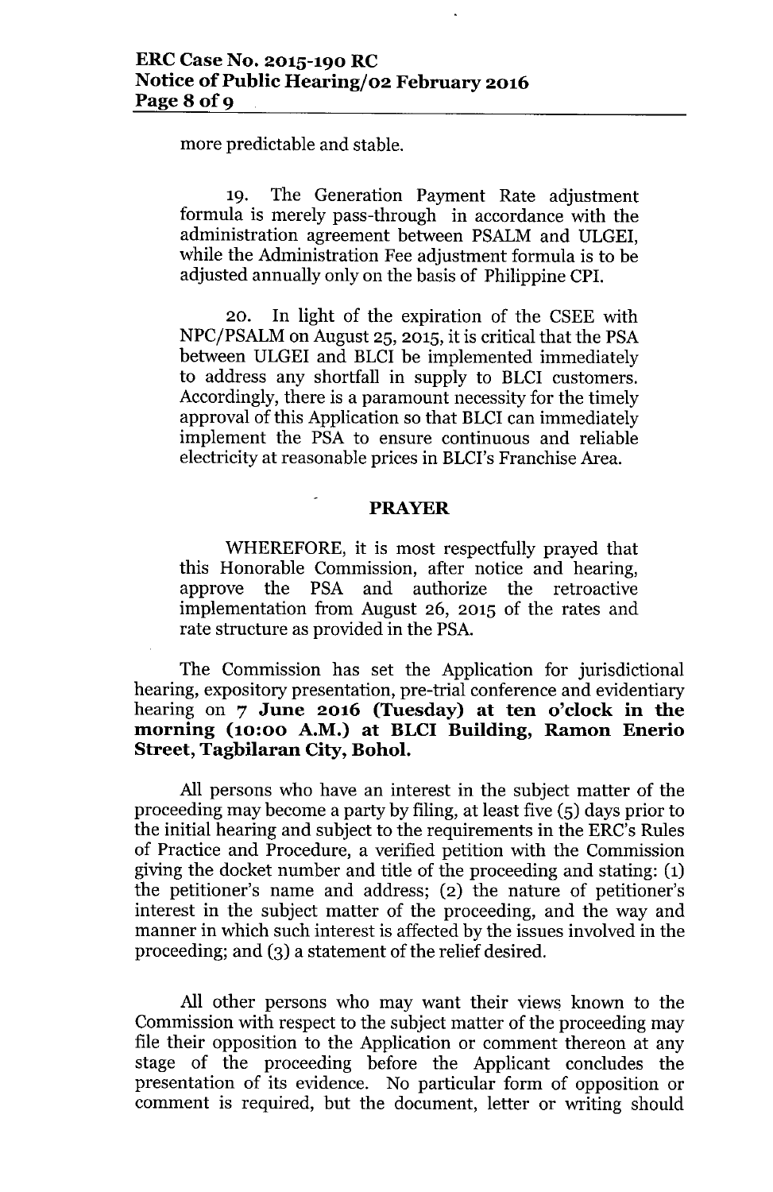more predictable and stable.

19. The Generation Payment Rate adjustment formula is merely pass-through in accordance with the administration agreement between PSALM and ULGEI, while the Administration Fee adjustment formula is to be adjusted annually only on the basis of Philippine CPI.

20. In light of the expiration of the CSEE with NPC/PSALM on August 25, 2015, it is critical that the PSA between ULGEI and BLCI be implemented immediately to address any shortfall in supply to BLCI customers. Accordingly, there is a paramount necessity for the timely approval of this Application so that BLCI can immediately implement the PSA to ensure continuous and reliable electricity at reasonable prices in BLCI's Franchise Area.

**PRAYER**

WHEREFORE, it is most respectfully prayed that this Honorable Commission, after notice and hearing, approve the PSA and authorize the retroactive implementation from August 26, 2015 of the rates and rate structure as provided in the PSA.

The Commission has set the Application for jurisdictional hearing, expository presentation, pre-trial conference and evidentiary hearing on **7 June 2016 (Tuesday) at ten o'clock in the morning (10:00 A.M.) at BLCI Building, Ramon Enerio Street, Tagbilaran City, Bohol.**

All persons who have an interest in the subject matter of the proceeding may become a party by filing, at least five (5) days prior to the initial hearing and subject to the requirements in the ERC's Rules of Practice and Procedure, a verified petition with the Commission giving the docket number and title of the proceeding and stating: (1) the petitioner's name and address; (2) the nature of petitioner's interest in the subject matter of the proceeding, and the way and manner in which such interest is affected by the issues involved in the proceeding; and (3) a statement of the relief desired.

All other persons who may want their views known to the Commission with respect to the subject matter of the proceeding may file their opposition to the Application or comment thereon at any stage of the proceeding before the Applicant concludes the presentation of its evidence. No particular form of opposition or comment is required, but the document, letter or writing should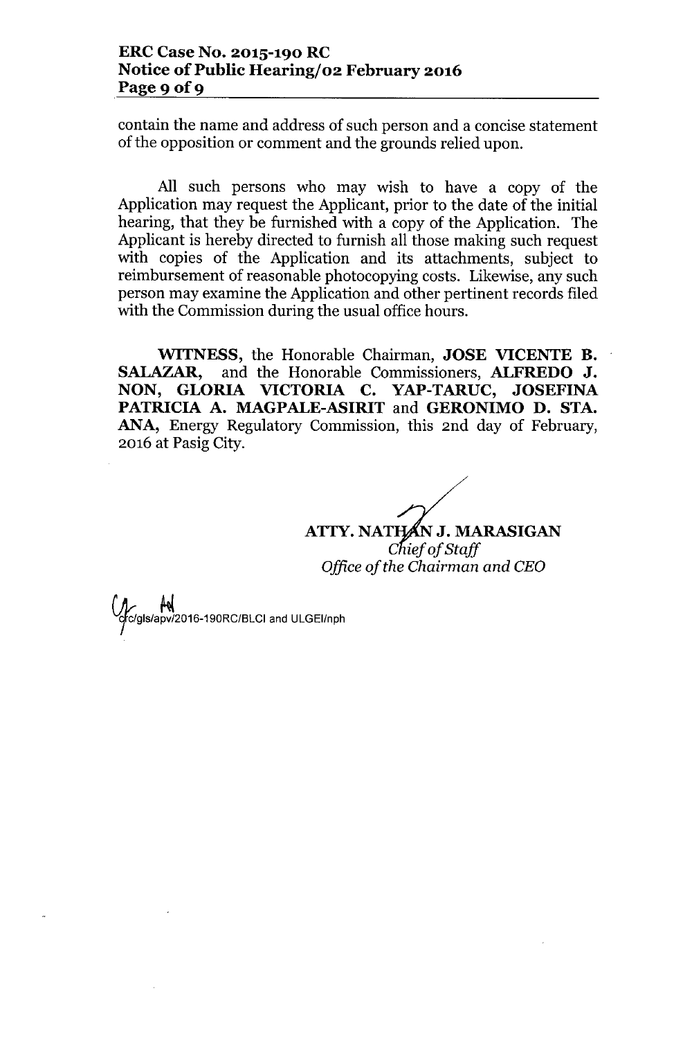contain the name and address of such person and a concise statement of the opposition or comment and the grounds relied upon.

All such persons who may wish to have a copy of the Application may request the Applicant, prior to the date of the initial hearing, that they be furnished with a copy of the Application. The Applicant is hereby directed to furnish all those making such request with copies of the Application and its attachments, subject to reimbursement of reasonable photocopying costs. Likewise, any such person may examine the Application and other pertinent records filed with the Commission during the usual office hours.

**WITNESS**, the Honorable Chairman, **JOSE VICENTE B. SALAZAR**, and the Honorable Commissioners, **ALFREDO J. NON, GLORIA VICTORIA C. YAP-TARUC, JOSEFINA PATRICIA A. MAGPALE-ASIRIT** and **GERONIMO D. STA. ANA**, Energy Regulatory Commission, this 2nd day of February, 2016 at Pasig City.

**ATTY. NATHAN J. MARASIGAN**
*Chief of Staff*
*Office of the Chairman and CEO*

crc/gls/apv/2016-190RC/BLCI and ULGEI/nph